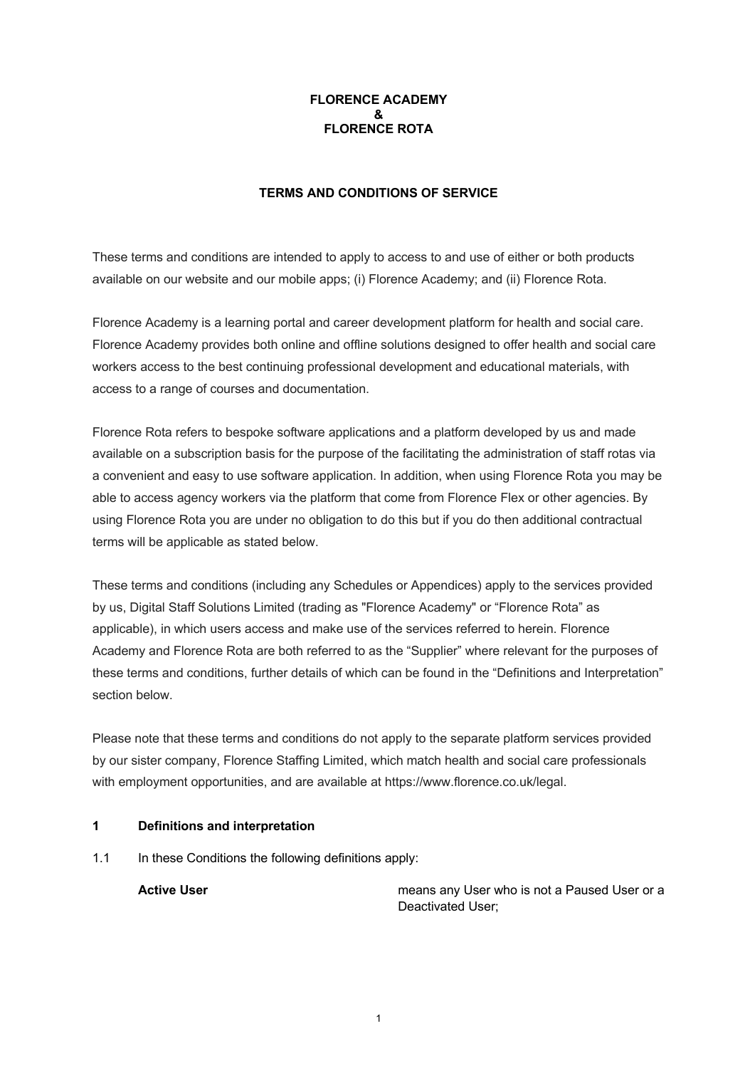# FLORENCE ACADEMY
# &
# FLORENCE ROTA

## TERMS AND CONDITIONS OF SERVICE

These terms and conditions are intended to apply to access to and use of either or both products available on our website and our mobile apps; (i) Florence Academy; and (ii) Florence Rota.

Florence Academy is a learning portal and career development platform for health and social care. Florence Academy provides both online and offline solutions designed to offer health and social care workers access to the best continuing professional development and educational materials, with access to a range of courses and documentation.

Florence Rota refers to bespoke software applications and a platform developed by us and made available on a subscription basis for the purpose of the facilitating the administration of staff rotas via a convenient and easy to use software application. In addition, when using Florence Rota you may be able to access agency workers via the platform that come from Florence Flex or other agencies. By using Florence Rota you are under no obligation to do this but if you do then additional contractual terms will be applicable as stated below.

These terms and conditions (including any Schedules or Appendices) apply to the services provided by us, Digital Staff Solutions Limited (trading as "Florence Academy" or "Florence Rota" as applicable), in which users access and make use of the services referred to herein. Florence Academy and Florence Rota are both referred to as the "Supplier" where relevant for the purposes of these terms and conditions, further details of which can be found in the "Definitions and Interpretation" section below.

Please note that these terms and conditions do not apply to the separate platform services provided by our sister company, Florence Staffing Limited, which match health and social care professionals with employment opportunities, and are available at https://www.florence.co.uk/legal.

### 1 Definitions and interpretation

1.1 In these Conditions the following definitions apply:

**Active User** means any User who is not a Paused User or a Deactivated User;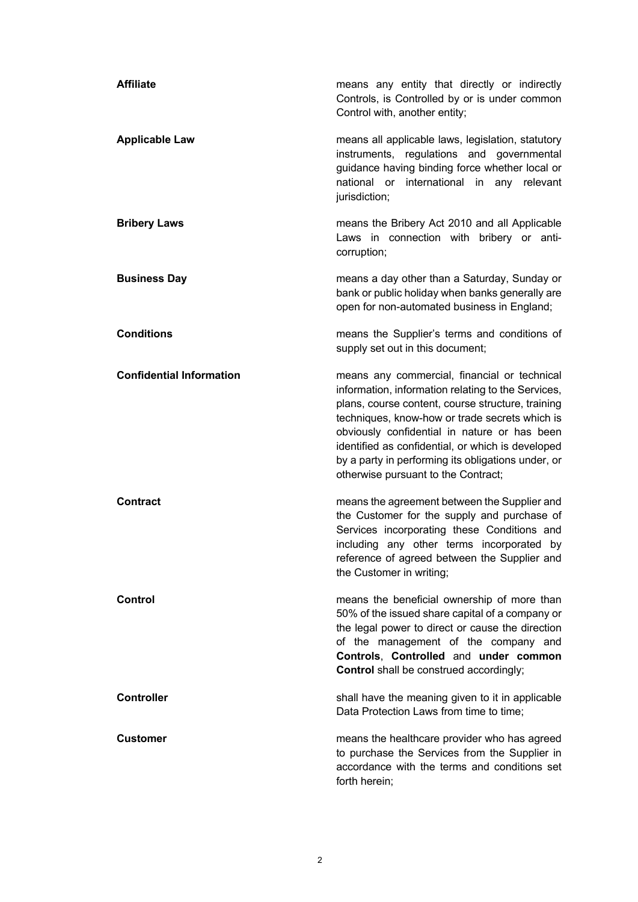| | |
|---|---|
| **Affiliate** | means any entity that directly or indirectly Controls, is Controlled by or is under common Control with, another entity; |
| **Applicable Law** | means all applicable laws, legislation, statutory instruments, regulations and governmental guidance having binding force whether local or national or international in any relevant jurisdiction; |
| **Bribery Laws** | means the Bribery Act 2010 and all Applicable Laws in connection with bribery or anti-corruption; |
| **Business Day** | means a day other than a Saturday, Sunday or bank or public holiday when banks generally are open for non-automated business in England; |
| **Conditions** | means the Supplier's terms and conditions of supply set out in this document; |
| **Confidential Information** | means any commercial, financial or technical information, information relating to the Services, plans, course content, course structure, training techniques, know-how or trade secrets which is obviously confidential in nature or has been identified as confidential, or which is developed by a party in performing its obligations under, or otherwise pursuant to the Contract; |
| **Contract** | means the agreement between the Supplier and the Customer for the supply and purchase of Services incorporating these Conditions and including any other terms incorporated by reference of agreed between the Supplier and the Customer in writing; |
| **Control** | means the beneficial ownership of more than 50% of the issued share capital of a company or the legal power to direct or cause the direction of the management of the company and **Controls**, **Controlled** and **under common Control** shall be construed accordingly; |
| **Controller** | shall have the meaning given to it in applicable Data Protection Laws from time to time; |
| **Customer** | means the healthcare provider who has agreed to purchase the Services from the Supplier in accordance with the terms and conditions set forth herein; |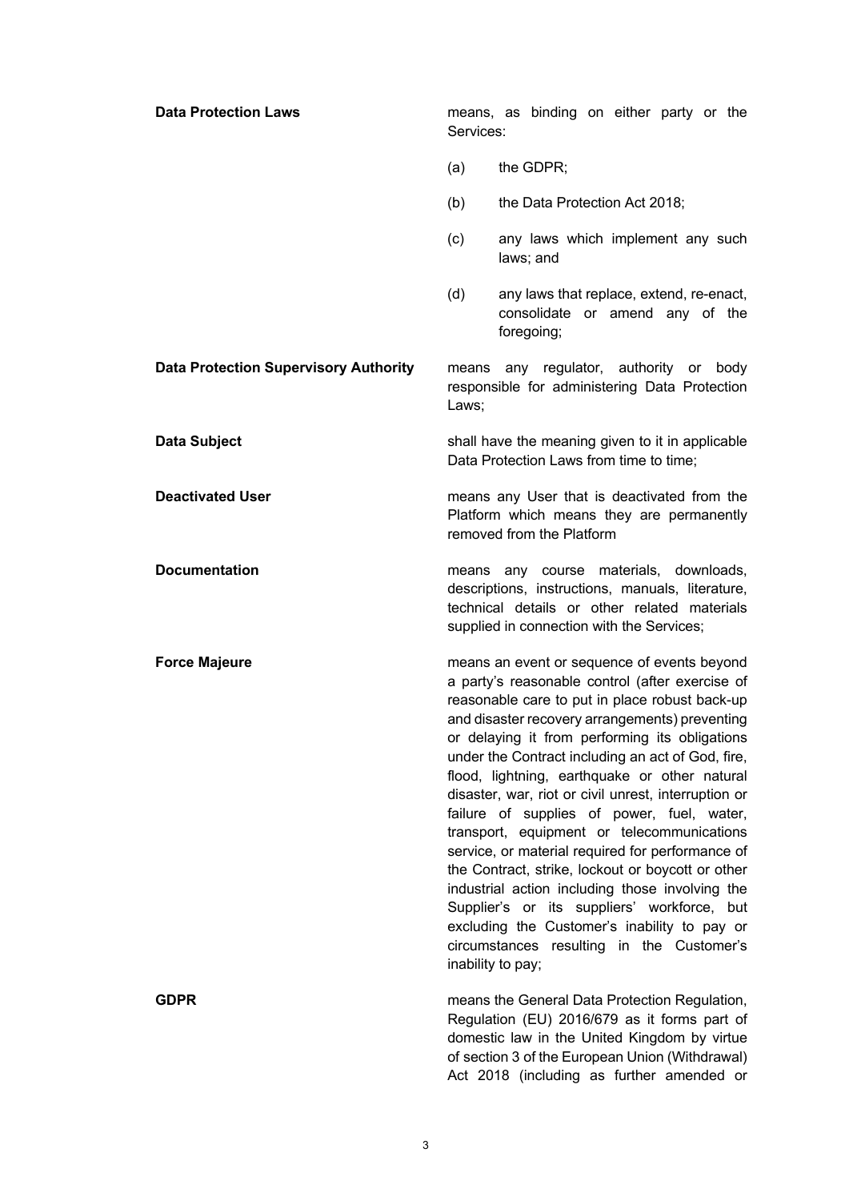**Data Protection Laws** means, as binding on either party or the Services:

(a) the GDPR;

(b) the Data Protection Act 2018;

(c) any laws which implement any such laws; and

(d) any laws that replace, extend, re-enact, consolidate or amend any of the foregoing;

**Data Protection Supervisory Authority** means any regulator, authority or body responsible for administering Data Protection Laws;

**Data Subject** shall have the meaning given to it in applicable Data Protection Laws from time to time;

**Deactivated User** means any User that is deactivated from the Platform which means they are permanently removed from the Platform

**Documentation** means any course materials, downloads, descriptions, instructions, manuals, literature, technical details or other related materials supplied in connection with the Services;

**Force Majeure** means an event or sequence of events beyond a party's reasonable control (after exercise of reasonable care to put in place robust back-up and disaster recovery arrangements) preventing or delaying it from performing its obligations under the Contract including an act of God, fire, flood, lightning, earthquake or other natural disaster, war, riot or civil unrest, interruption or failure of supplies of power, fuel, water, transport, equipment or telecommunications service, or material required for performance of the Contract, strike, lockout or boycott or other industrial action including those involving the Supplier's or its suppliers' workforce, but excluding the Customer's inability to pay or circumstances resulting in the Customer's inability to pay;

**GDPR** means the General Data Protection Regulation, Regulation (EU) 2016/679 as it forms part of domestic law in the United Kingdom by virtue of section 3 of the European Union (Withdrawal) Act 2018 (including as further amended or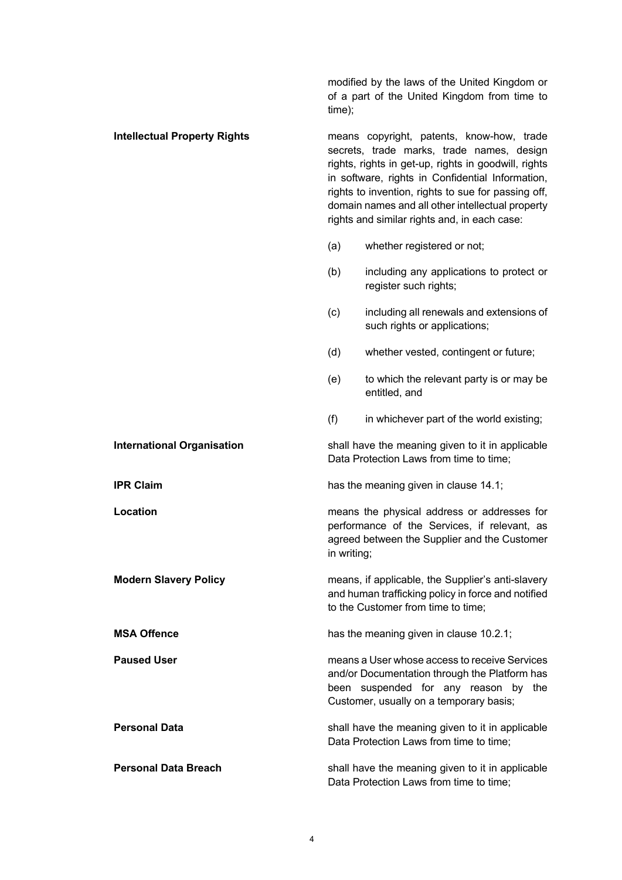modified by the laws of the United Kingdom or of a part of the United Kingdom from time to time);

**Intellectual Property Rights** means copyright, patents, know-how, trade secrets, trade marks, trade names, design rights, rights in get-up, rights in goodwill, rights in software, rights in Confidential Information, rights to invention, rights to sue for passing off, domain names and all other intellectual property rights and similar rights and, in each case:

(a) whether registered or not;

(b) including any applications to protect or register such rights;

(c) including all renewals and extensions of such rights or applications;

(d) whether vested, contingent or future;

(e) to which the relevant party is or may be entitled, and

(f) in whichever part of the world existing;

**International Organisation** shall have the meaning given to it in applicable Data Protection Laws from time to time;

**IPR Claim** has the meaning given in clause 14.1;

**Location** means the physical address or addresses for performance of the Services, if relevant, as agreed between the Supplier and the Customer in writing;

**Modern Slavery Policy** means, if applicable, the Supplier's anti-slavery and human trafficking policy in force and notified to the Customer from time to time;

**MSA Offence** has the meaning given in clause 10.2.1;

**Paused User** means a User whose access to receive Services and/or Documentation through the Platform has been suspended for any reason by the Customer, usually on a temporary basis;

**Personal Data** shall have the meaning given to it in applicable Data Protection Laws from time to time;

**Personal Data Breach** shall have the meaning given to it in applicable Data Protection Laws from time to time;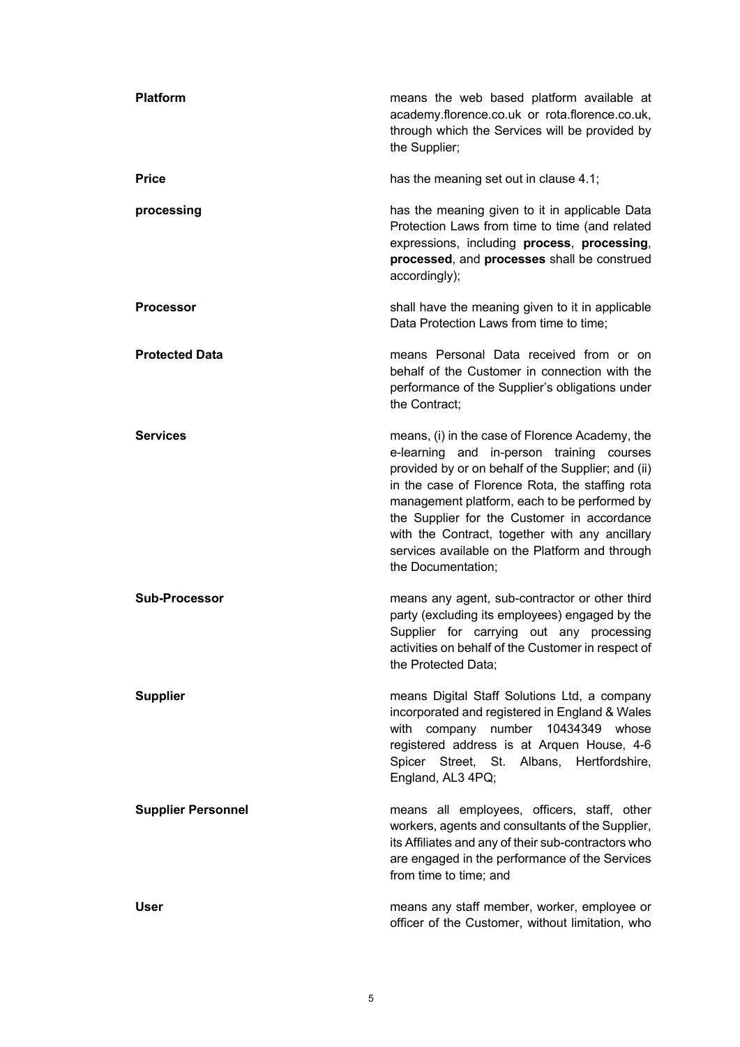| | |
|---|---|
| **Platform** | means the web based platform available at academy.florence.co.uk or rota.florence.co.uk, through which the Services will be provided by the Supplier; |
| **Price** | has the meaning set out in clause 4.1; |
| **processing** | has the meaning given to it in applicable Data Protection Laws from time to time (and related expressions, including **process**, **processing**, **processed**, and **processes** shall be construed accordingly); |
| **Processor** | shall have the meaning given to it in applicable Data Protection Laws from time to time; |
| **Protected Data** | means Personal Data received from or on behalf of the Customer in connection with the performance of the Supplier's obligations under the Contract; |
| **Services** | means, (i) in the case of Florence Academy, the e-learning and in-person training courses provided by or on behalf of the Supplier; and (ii) in the case of Florence Rota, the staffing rota management platform, each to be performed by the Supplier for the Customer in accordance with the Contract, together with any ancillary services available on the Platform and through the Documentation; |
| **Sub-Processor** | means any agent, sub-contractor or other third party (excluding its employees) engaged by the Supplier for carrying out any processing activities on behalf of the Customer in respect of the Protected Data; |
| **Supplier** | means Digital Staff Solutions Ltd, a company incorporated and registered in England & Wales with company number 10434349 whose registered address is at Arquen House, 4-6 Spicer Street, St. Albans, Hertfordshire, England, AL3 4PQ; |
| **Supplier Personnel** | means all employees, officers, staff, other workers, agents and consultants of the Supplier, its Affiliates and any of their sub-contractors who are engaged in the performance of the Services from time to time; and |
| **User** | means any staff member, worker, employee or officer of the Customer, without limitation, who |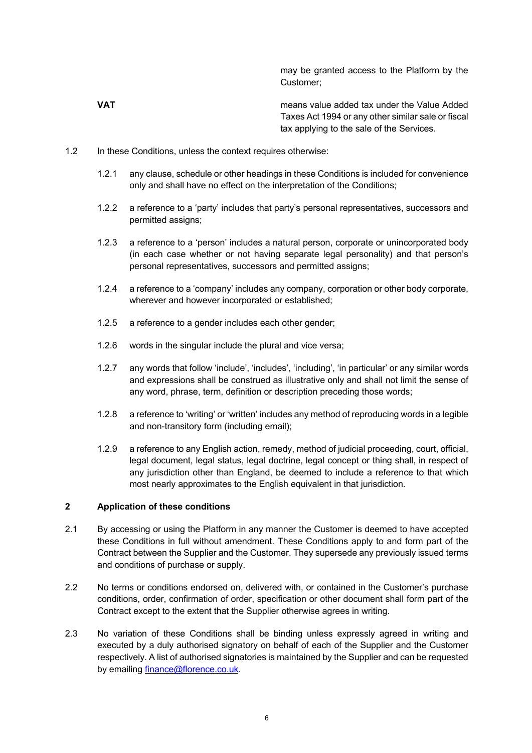| | |
|---|---|
| | may be granted access to the Platform by the Customer; |
| **VAT** | means value added tax under the Value Added Taxes Act 1994 or any other similar sale or fiscal tax applying to the sale of the Services. |

1.2 In these Conditions, unless the context requires otherwise:

1.2.1 any clause, schedule or other headings in these Conditions is included for convenience only and shall have no effect on the interpretation of the Conditions;

1.2.2 a reference to a 'party' includes that party's personal representatives, successors and permitted assigns;

1.2.3 a reference to a 'person' includes a natural person, corporate or unincorporated body (in each case whether or not having separate legal personality) and that person's personal representatives, successors and permitted assigns;

1.2.4 a reference to a 'company' includes any company, corporation or other body corporate, wherever and however incorporated or established;

1.2.5 a reference to a gender includes each other gender;

1.2.6 words in the singular include the plural and vice versa;

1.2.7 any words that follow 'include', 'includes', 'including', 'in particular' or any similar words and expressions shall be construed as illustrative only and shall not limit the sense of any word, phrase, term, definition or description preceding those words;

1.2.8 a reference to 'writing' or 'written' includes any method of reproducing words in a legible and non-transitory form (including email);

1.2.9 a reference to any English action, remedy, method of judicial proceeding, court, official, legal document, legal status, legal doctrine, legal concept or thing shall, in respect of any jurisdiction other than England, be deemed to include a reference to that which most nearly approximates to the English equivalent in that jurisdiction.

## 2 Application of these conditions

2.1 By accessing or using the Platform in any manner the Customer is deemed to have accepted these Conditions in full without amendment. These Conditions apply to and form part of the Contract between the Supplier and the Customer. They supersede any previously issued terms and conditions of purchase or supply.

2.2 No terms or conditions endorsed on, delivered with, or contained in the Customer's purchase conditions, order, confirmation of order, specification or other document shall form part of the Contract except to the extent that the Supplier otherwise agrees in writing.

2.3 No variation of these Conditions shall be binding unless expressly agreed in writing and executed by a duly authorised signatory on behalf of each of the Supplier and the Customer respectively. A list of authorised signatories is maintained by the Supplier and can be requested by emailing finance@florence.co.uk.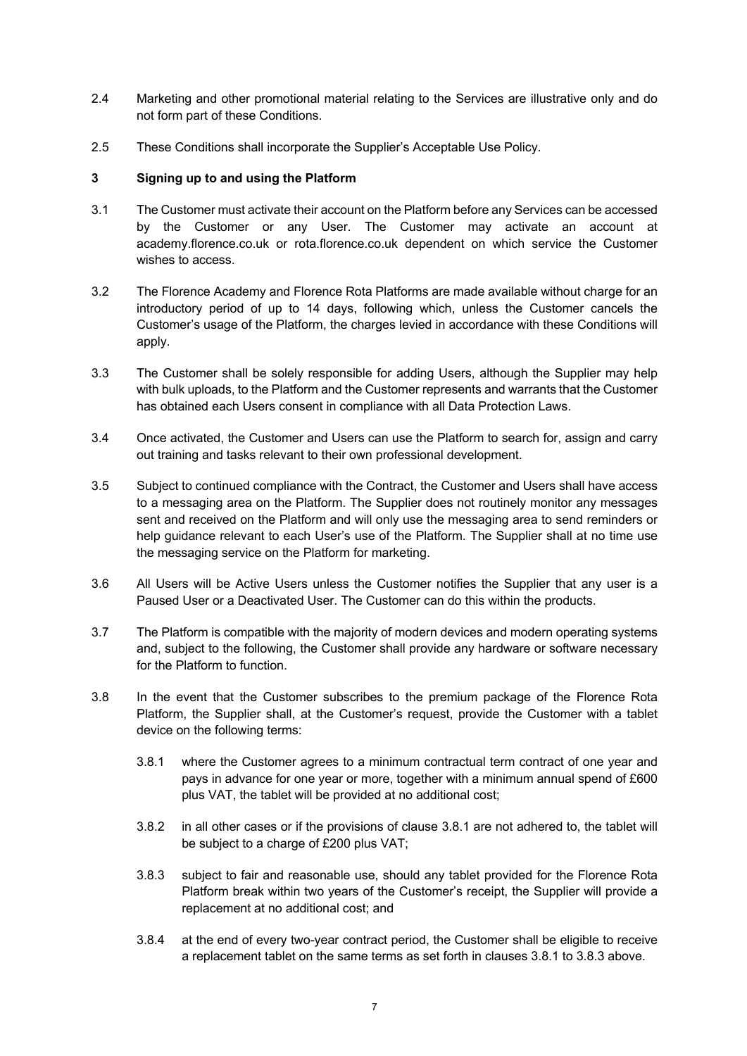2.4 Marketing and other promotional material relating to the Services are illustrative only and do not form part of these Conditions.

2.5 These Conditions shall incorporate the Supplier's Acceptable Use Policy.

### 3 Signing up to and using the Platform

3.1 The Customer must activate their account on the Platform before any Services can be accessed by the Customer or any User. The Customer may activate an account at academy.florence.co.uk or rota.florence.co.uk dependent on which service the Customer wishes to access.

3.2 The Florence Academy and Florence Rota Platforms are made available without charge for an introductory period of up to 14 days, following which, unless the Customer cancels the Customer's usage of the Platform, the charges levied in accordance with these Conditions will apply.

3.3 The Customer shall be solely responsible for adding Users, although the Supplier may help with bulk uploads, to the Platform and the Customer represents and warrants that the Customer has obtained each Users consent in compliance with all Data Protection Laws.

3.4 Once activated, the Customer and Users can use the Platform to search for, assign and carry out training and tasks relevant to their own professional development.

3.5 Subject to continued compliance with the Contract, the Customer and Users shall have access to a messaging area on the Platform. The Supplier does not routinely monitor any messages sent and received on the Platform and will only use the messaging area to send reminders or help guidance relevant to each User's use of the Platform. The Supplier shall at no time use the messaging service on the Platform for marketing.

3.6 All Users will be Active Users unless the Customer notifies the Supplier that any user is a Paused User or a Deactivated User. The Customer can do this within the products.

3.7 The Platform is compatible with the majority of modern devices and modern operating systems and, subject to the following, the Customer shall provide any hardware or software necessary for the Platform to function.

3.8 In the event that the Customer subscribes to the premium package of the Florence Rota Platform, the Supplier shall, at the Customer's request, provide the Customer with a tablet device on the following terms:

3.8.1 where the Customer agrees to a minimum contractual term contract of one year and pays in advance for one year or more, together with a minimum annual spend of £600 plus VAT, the tablet will be provided at no additional cost;

3.8.2 in all other cases or if the provisions of clause 3.8.1 are not adhered to, the tablet will be subject to a charge of £200 plus VAT;

3.8.3 subject to fair and reasonable use, should any tablet provided for the Florence Rota Platform break within two years of the Customer's receipt, the Supplier will provide a replacement at no additional cost; and

3.8.4 at the end of every two-year contract period, the Customer shall be eligible to receive a replacement tablet on the same terms as set forth in clauses 3.8.1 to 3.8.3 above.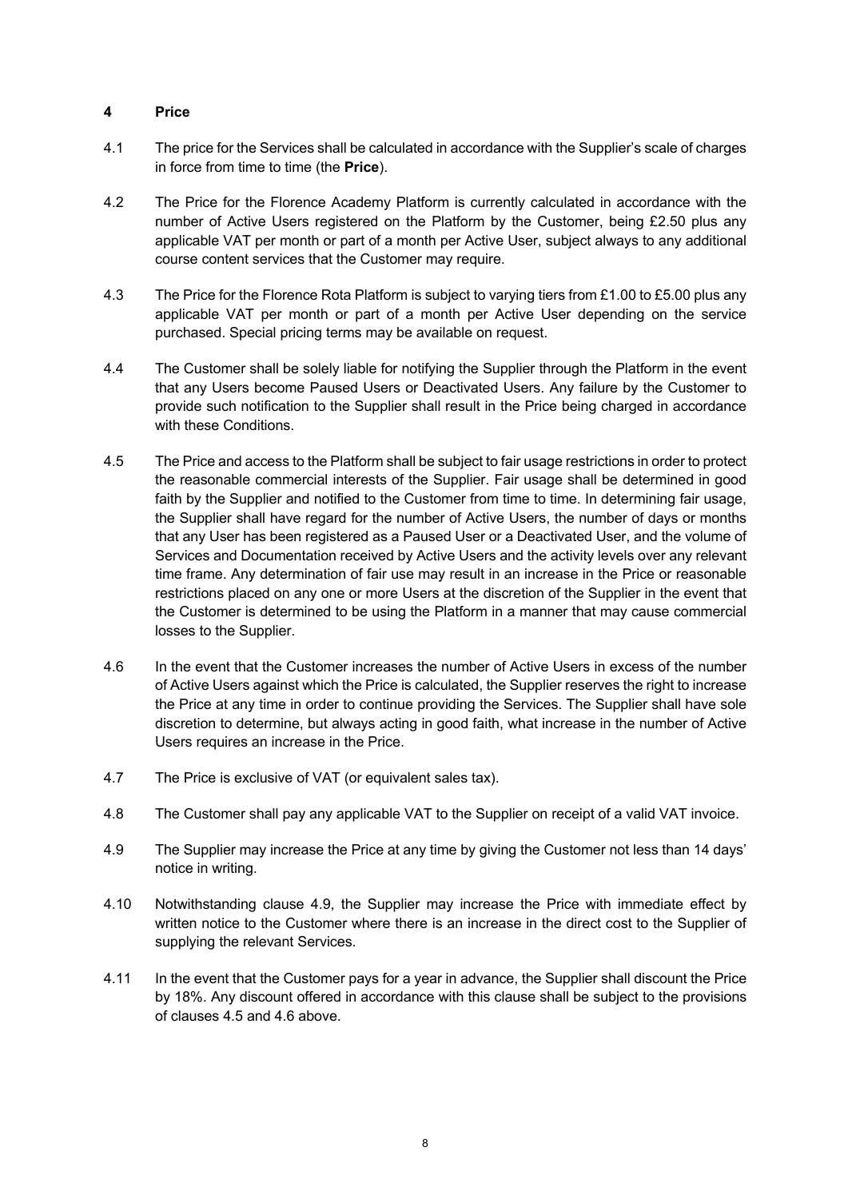## 4 Price

4.1 The price for the Services shall be calculated in accordance with the Supplier's scale of charges in force from time to time (the **Price**).

4.2 The Price for the Florence Academy Platform is currently calculated in accordance with the number of Active Users registered on the Platform by the Customer, being £2.50 plus any applicable VAT per month or part of a month per Active User, subject always to any additional course content services that the Customer may require.

4.3 The Price for the Florence Rota Platform is subject to varying tiers from £1.00 to £5.00 plus any applicable VAT per month or part of a month per Active User depending on the service purchased. Special pricing terms may be available on request.

4.4 The Customer shall be solely liable for notifying the Supplier through the Platform in the event that any Users become Paused Users or Deactivated Users. Any failure by the Customer to provide such notification to the Supplier shall result in the Price being charged in accordance with these Conditions.

4.5 The Price and access to the Platform shall be subject to fair usage restrictions in order to protect the reasonable commercial interests of the Supplier. Fair usage shall be determined in good faith by the Supplier and notified to the Customer from time to time. In determining fair usage, the Supplier shall have regard for the number of Active Users, the number of days or months that any User has been registered as a Paused User or a Deactivated User, and the volume of Services and Documentation received by Active Users and the activity levels over any relevant time frame. Any determination of fair use may result in an increase in the Price or reasonable restrictions placed on any one or more Users at the discretion of the Supplier in the event that the Customer is determined to be using the Platform in a manner that may cause commercial losses to the Supplier.

4.6 In the event that the Customer increases the number of Active Users in excess of the number of Active Users against which the Price is calculated, the Supplier reserves the right to increase the Price at any time in order to continue providing the Services. The Supplier shall have sole discretion to determine, but always acting in good faith, what increase in the number of Active Users requires an increase in the Price.

4.7 The Price is exclusive of VAT (or equivalent sales tax).

4.8 The Customer shall pay any applicable VAT to the Supplier on receipt of a valid VAT invoice.

4.9 The Supplier may increase the Price at any time by giving the Customer not less than 14 days' notice in writing.

4.10 Notwithstanding clause 4.9, the Supplier may increase the Price with immediate effect by written notice to the Customer where there is an increase in the direct cost to the Supplier of supplying the relevant Services.

4.11 In the event that the Customer pays for a year in advance, the Supplier shall discount the Price by 18%. Any discount offered in accordance with this clause shall be subject to the provisions of clauses 4.5 and 4.6 above.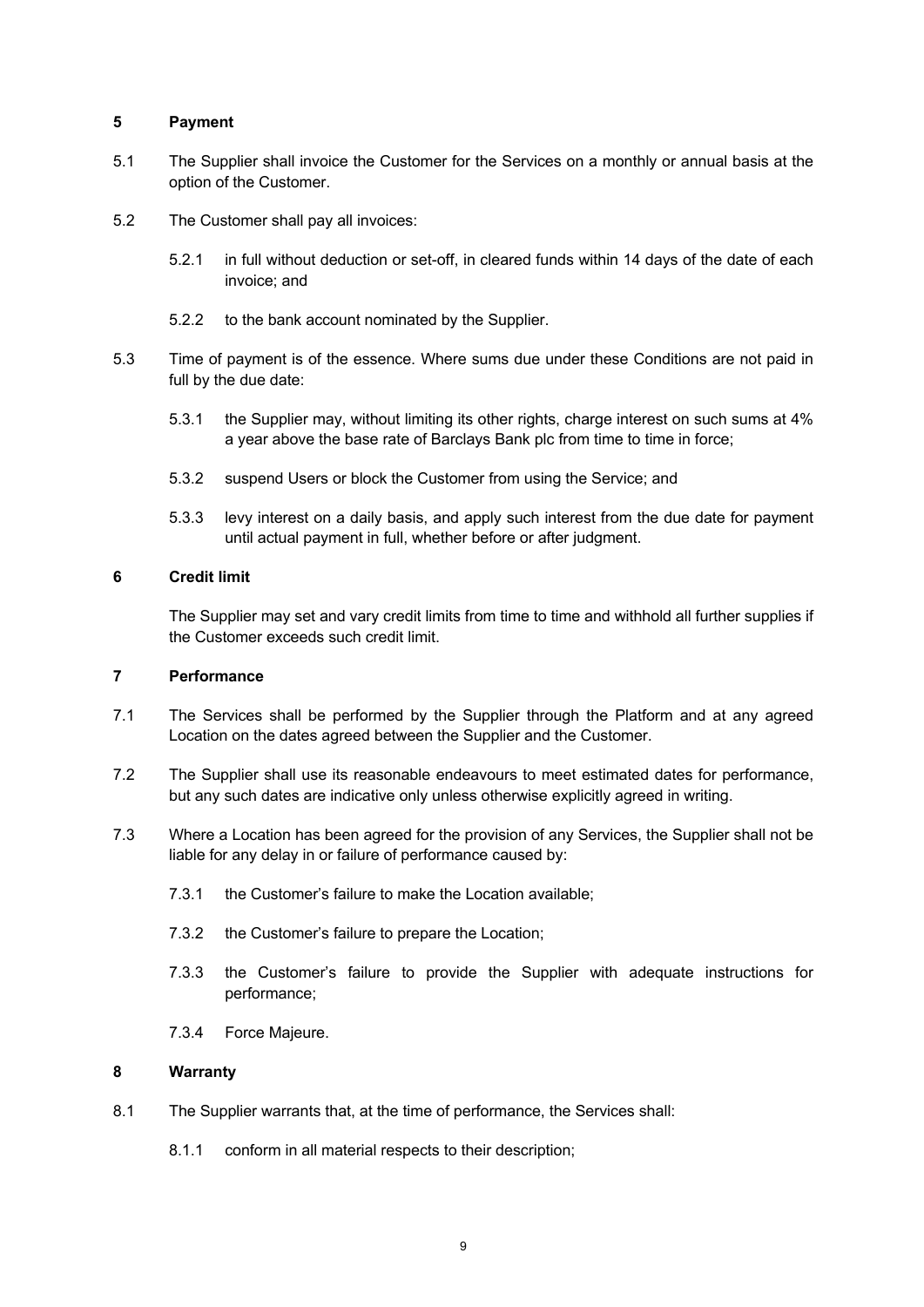## 5 Payment

5.1 The Supplier shall invoice the Customer for the Services on a monthly or annual basis at the option of the Customer.

5.2 The Customer shall pay all invoices:

5.2.1 in full without deduction or set-off, in cleared funds within 14 days of the date of each invoice; and

5.2.2 to the bank account nominated by the Supplier.

5.3 Time of payment is of the essence. Where sums due under these Conditions are not paid in full by the due date:

5.3.1 the Supplier may, without limiting its other rights, charge interest on such sums at 4% a year above the base rate of Barclays Bank plc from time to time in force;

5.3.2 suspend Users or block the Customer from using the Service; and

5.3.3 levy interest on a daily basis, and apply such interest from the due date for payment until actual payment in full, whether before or after judgment.

## 6 Credit limit

The Supplier may set and vary credit limits from time to time and withhold all further supplies if the Customer exceeds such credit limit.

## 7 Performance

7.1 The Services shall be performed by the Supplier through the Platform and at any agreed Location on the dates agreed between the Supplier and the Customer.

7.2 The Supplier shall use its reasonable endeavours to meet estimated dates for performance, but any such dates are indicative only unless otherwise explicitly agreed in writing.

7.3 Where a Location has been agreed for the provision of any Services, the Supplier shall not be liable for any delay in or failure of performance caused by:

7.3.1 the Customer's failure to make the Location available;

7.3.2 the Customer's failure to prepare the Location;

7.3.3 the Customer's failure to provide the Supplier with adequate instructions for performance;

7.3.4 Force Majeure.

## 8 Warranty

8.1 The Supplier warrants that, at the time of performance, the Services shall:

8.1.1 conform in all material respects to their description;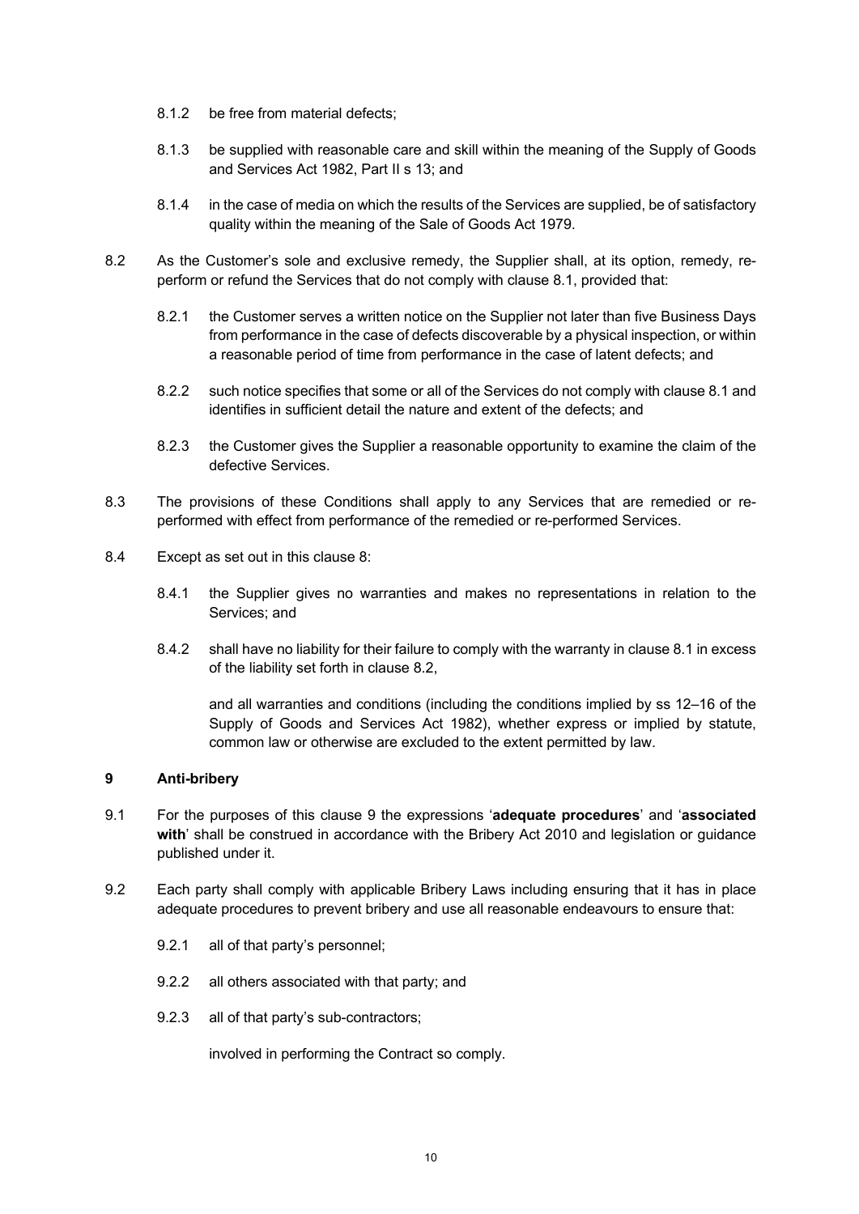8.1.2 be free from material defects;

8.1.3 be supplied with reasonable care and skill within the meaning of the Supply of Goods and Services Act 1982, Part II s 13; and

8.1.4 in the case of media on which the results of the Services are supplied, be of satisfactory quality within the meaning of the Sale of Goods Act 1979.

8.2 As the Customer's sole and exclusive remedy, the Supplier shall, at its option, remedy, re-perform or refund the Services that do not comply with clause 8.1, provided that:

8.2.1 the Customer serves a written notice on the Supplier not later than five Business Days from performance in the case of defects discoverable by a physical inspection, or within a reasonable period of time from performance in the case of latent defects; and

8.2.2 such notice specifies that some or all of the Services do not comply with clause 8.1 and identifies in sufficient detail the nature and extent of the defects; and

8.2.3 the Customer gives the Supplier a reasonable opportunity to examine the claim of the defective Services.

8.3 The provisions of these Conditions shall apply to any Services that are remedied or re-performed with effect from performance of the remedied or re-performed Services.

8.4 Except as set out in this clause 8:

8.4.1 the Supplier gives no warranties and makes no representations in relation to the Services; and

8.4.2 shall have no liability for their failure to comply with the warranty in clause 8.1 in excess of the liability set forth in clause 8.2,

and all warranties and conditions (including the conditions implied by ss 12–16 of the Supply of Goods and Services Act 1982), whether express or implied by statute, common law or otherwise are excluded to the extent permitted by law.

## 9 Anti-bribery

9.1 For the purposes of this clause 9 the expressions '**adequate procedures**' and '**associated with**' shall be construed in accordance with the Bribery Act 2010 and legislation or guidance published under it.

9.2 Each party shall comply with applicable Bribery Laws including ensuring that it has in place adequate procedures to prevent bribery and use all reasonable endeavours to ensure that:

9.2.1 all of that party's personnel;

9.2.2 all others associated with that party; and

9.2.3 all of that party's sub-contractors;

involved in performing the Contract so comply.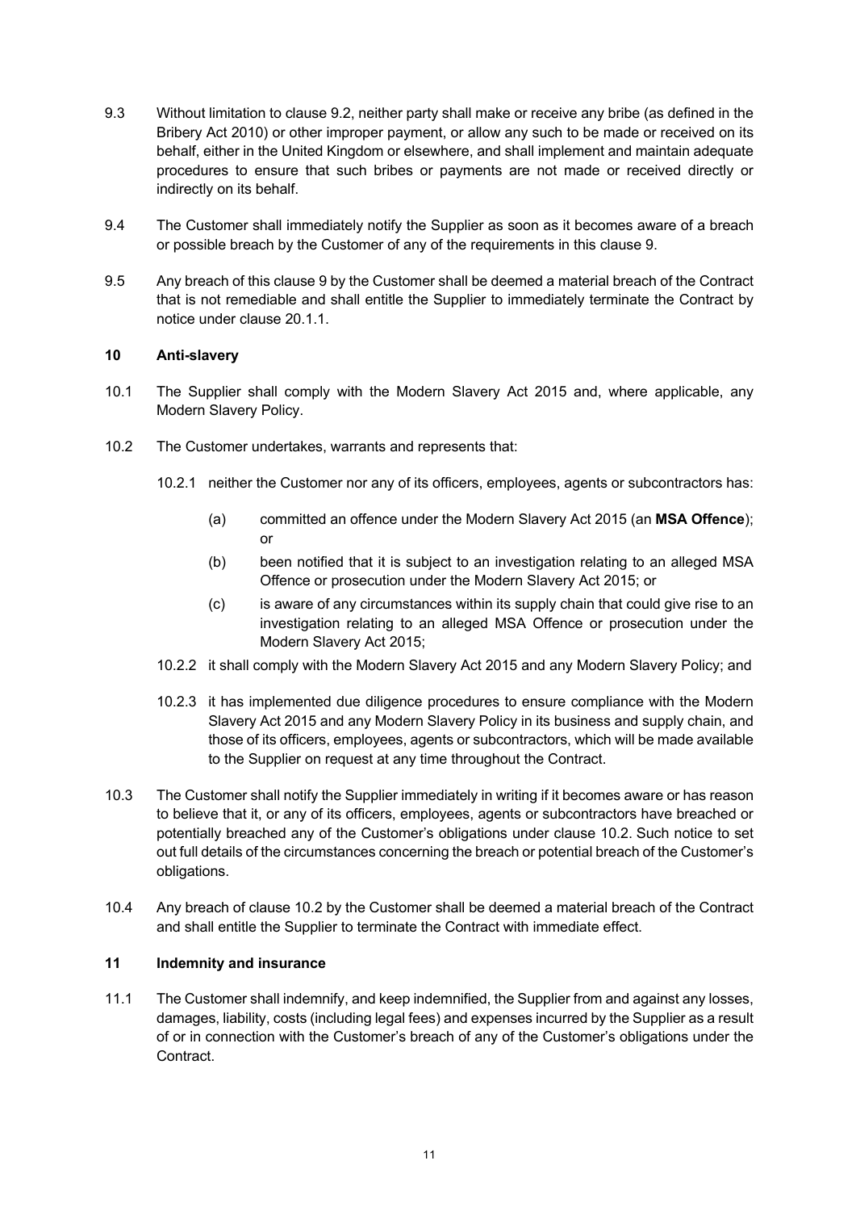9.3 Without limitation to clause 9.2, neither party shall make or receive any bribe (as defined in the Bribery Act 2010) or other improper payment, or allow any such to be made or received on its behalf, either in the United Kingdom or elsewhere, and shall implement and maintain adequate procedures to ensure that such bribes or payments are not made or received directly or indirectly on its behalf.

9.4 The Customer shall immediately notify the Supplier as soon as it becomes aware of a breach or possible breach by the Customer of any of the requirements in this clause 9.

9.5 Any breach of this clause 9 by the Customer shall be deemed a material breach of the Contract that is not remediable and shall entitle the Supplier to immediately terminate the Contract by notice under clause 20.1.1.

## 10 Anti-slavery

10.1 The Supplier shall comply with the Modern Slavery Act 2015 and, where applicable, any Modern Slavery Policy.

10.2 The Customer undertakes, warrants and represents that:

10.2.1 neither the Customer nor any of its officers, employees, agents or subcontractors has:

(a) committed an offence under the Modern Slavery Act 2015 (an **MSA Offence**); or

(b) been notified that it is subject to an investigation relating to an alleged MSA Offence or prosecution under the Modern Slavery Act 2015; or

(c) is aware of any circumstances within its supply chain that could give rise to an investigation relating to an alleged MSA Offence or prosecution under the Modern Slavery Act 2015;

10.2.2 it shall comply with the Modern Slavery Act 2015 and any Modern Slavery Policy; and

10.2.3 it has implemented due diligence procedures to ensure compliance with the Modern Slavery Act 2015 and any Modern Slavery Policy in its business and supply chain, and those of its officers, employees, agents or subcontractors, which will be made available to the Supplier on request at any time throughout the Contract.

10.3 The Customer shall notify the Supplier immediately in writing if it becomes aware or has reason to believe that it, or any of its officers, employees, agents or subcontractors have breached or potentially breached any of the Customer's obligations under clause 10.2. Such notice to set out full details of the circumstances concerning the breach or potential breach of the Customer's obligations.

10.4 Any breach of clause 10.2 by the Customer shall be deemed a material breach of the Contract and shall entitle the Supplier to terminate the Contract with immediate effect.

## 11 Indemnity and insurance

11.1 The Customer shall indemnify, and keep indemnified, the Supplier from and against any losses, damages, liability, costs (including legal fees) and expenses incurred by the Supplier as a result of or in connection with the Customer's breach of any of the Customer's obligations under the Contract.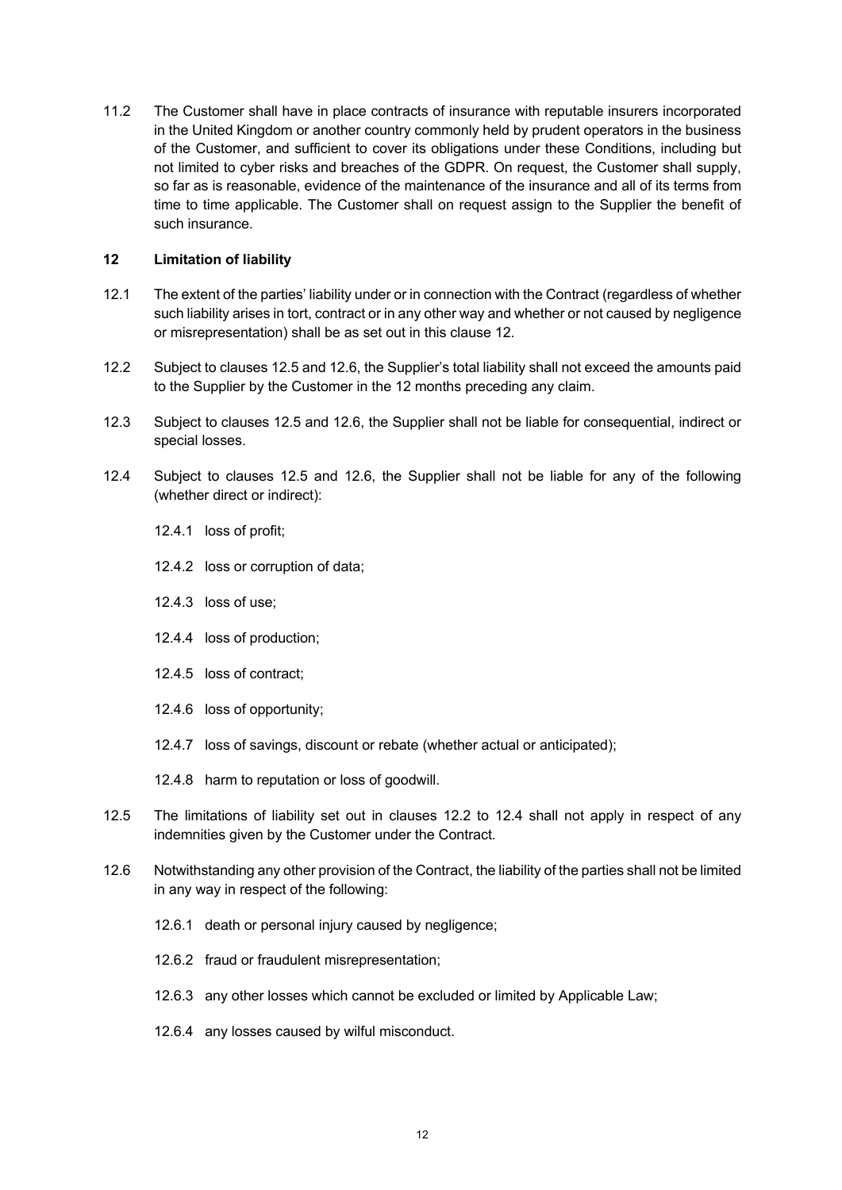11.2 The Customer shall have in place contracts of insurance with reputable insurers incorporated in the United Kingdom or another country commonly held by prudent operators in the business of the Customer, and sufficient to cover its obligations under these Conditions, including but not limited to cyber risks and breaches of the GDPR. On request, the Customer shall supply, so far as is reasonable, evidence of the maintenance of the insurance and all of its terms from time to time applicable. The Customer shall on request assign to the Supplier the benefit of such insurance.

## 12 Limitation of liability

12.1 The extent of the parties' liability under or in connection with the Contract (regardless of whether such liability arises in tort, contract or in any other way and whether or not caused by negligence or misrepresentation) shall be as set out in this clause 12.

12.2 Subject to clauses 12.5 and 12.6, the Supplier's total liability shall not exceed the amounts paid to the Supplier by the Customer in the 12 months preceding any claim.

12.3 Subject to clauses 12.5 and 12.6, the Supplier shall not be liable for consequential, indirect or special losses.

12.4 Subject to clauses 12.5 and 12.6, the Supplier shall not be liable for any of the following (whether direct or indirect):

- 12.4.1 loss of profit;
- 12.4.2 loss or corruption of data;
- 12.4.3 loss of use;
- 12.4.4 loss of production;
- 12.4.5 loss of contract;
- 12.4.6 loss of opportunity;
- 12.4.7 loss of savings, discount or rebate (whether actual or anticipated);
- 12.4.8 harm to reputation or loss of goodwill.

12.5 The limitations of liability set out in clauses 12.2 to 12.4 shall not apply in respect of any indemnities given by the Customer under the Contract.

12.6 Notwithstanding any other provision of the Contract, the liability of the parties shall not be limited in any way in respect of the following:

- 12.6.1 death or personal injury caused by negligence;
- 12.6.2 fraud or fraudulent misrepresentation;
- 12.6.3 any other losses which cannot be excluded or limited by Applicable Law;
- 12.6.4 any losses caused by wilful misconduct.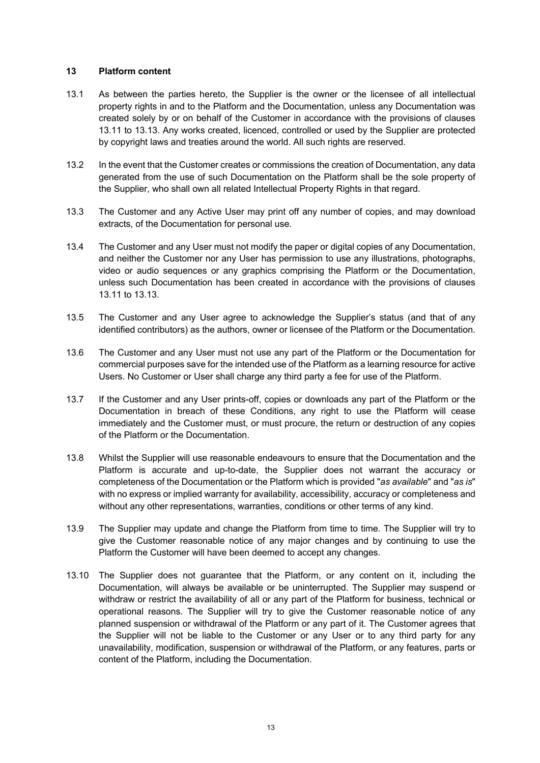## 13 Platform content

13.1 As between the parties hereto, the Supplier is the owner or the licensee of all intellectual property rights in and to the Platform and the Documentation, unless any Documentation was created solely by or on behalf of the Customer in accordance with the provisions of clauses 13.11 to 13.13. Any works created, licenced, controlled or used by the Supplier are protected by copyright laws and treaties around the world. All such rights are reserved.

13.2 In the event that the Customer creates or commissions the creation of Documentation, any data generated from the use of such Documentation on the Platform shall be the sole property of the Supplier, who shall own all related Intellectual Property Rights in that regard.

13.3 The Customer and any Active User may print off any number of copies, and may download extracts, of the Documentation for personal use.

13.4 The Customer and any User must not modify the paper or digital copies of any Documentation, and neither the Customer nor any User has permission to use any illustrations, photographs, video or audio sequences or any graphics comprising the Platform or the Documentation, unless such Documentation has been created in accordance with the provisions of clauses 13.11 to 13.13.

13.5 The Customer and any User agree to acknowledge the Supplier's status (and that of any identified contributors) as the authors, owner or licensee of the Platform or the Documentation.

13.6 The Customer and any User must not use any part of the Platform or the Documentation for commercial purposes save for the intended use of the Platform as a learning resource for active Users. No Customer or User shall charge any third party a fee for use of the Platform.

13.7 If the Customer and any User prints-off, copies or downloads any part of the Platform or the Documentation in breach of these Conditions, any right to use the Platform will cease immediately and the Customer must, or must procure, the return or destruction of any copies of the Platform or the Documentation.

13.8 Whilst the Supplier will use reasonable endeavours to ensure that the Documentation and the Platform is accurate and up-to-date, the Supplier does not warrant the accuracy or completeness of the Documentation or the Platform which is provided "*as available*" and "*as is*" with no express or implied warranty for availability, accessibility, accuracy or completeness and without any other representations, warranties, conditions or other terms of any kind.

13.9 The Supplier may update and change the Platform from time to time. The Supplier will try to give the Customer reasonable notice of any major changes and by continuing to use the Platform the Customer will have been deemed to accept any changes.

13.10 The Supplier does not guarantee that the Platform, or any content on it, including the Documentation, will always be available or be uninterrupted. The Supplier may suspend or withdraw or restrict the availability of all or any part of the Platform for business, technical or operational reasons. The Supplier will try to give the Customer reasonable notice of any planned suspension or withdrawal of the Platform or any part of it. The Customer agrees that the Supplier will not be liable to the Customer or any User or to any third party for any unavailability, modification, suspension or withdrawal of the Platform, or any features, parts or content of the Platform, including the Documentation.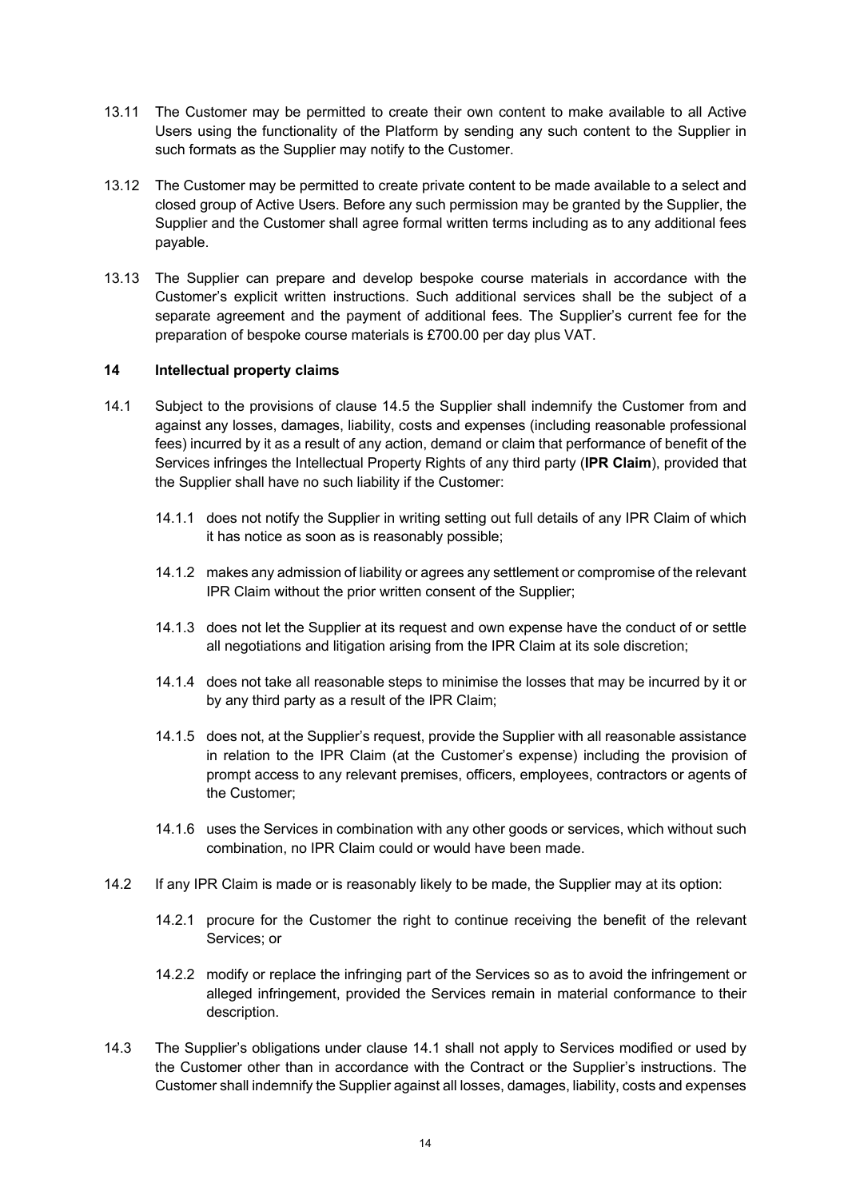13.11 The Customer may be permitted to create their own content to make available to all Active Users using the functionality of the Platform by sending any such content to the Supplier in such formats as the Supplier may notify to the Customer.

13.12 The Customer may be permitted to create private content to be made available to a select and closed group of Active Users. Before any such permission may be granted by the Supplier, the Supplier and the Customer shall agree formal written terms including as to any additional fees payable.

13.13 The Supplier can prepare and develop bespoke course materials in accordance with the Customer's explicit written instructions. Such additional services shall be the subject of a separate agreement and the payment of additional fees. The Supplier's current fee for the preparation of bespoke course materials is £700.00 per day plus VAT.

**14 Intellectual property claims**

14.1 Subject to the provisions of clause 14.5 the Supplier shall indemnify the Customer from and against any losses, damages, liability, costs and expenses (including reasonable professional fees) incurred by it as a result of any action, demand or claim that performance of benefit of the Services infringes the Intellectual Property Rights of any third party (**IPR Claim**), provided that the Supplier shall have no such liability if the Customer:

14.1.1 does not notify the Supplier in writing setting out full details of any IPR Claim of which it has notice as soon as is reasonably possible;

14.1.2 makes any admission of liability or agrees any settlement or compromise of the relevant IPR Claim without the prior written consent of the Supplier;

14.1.3 does not let the Supplier at its request and own expense have the conduct of or settle all negotiations and litigation arising from the IPR Claim at its sole discretion;

14.1.4 does not take all reasonable steps to minimise the losses that may be incurred by it or by any third party as a result of the IPR Claim;

14.1.5 does not, at the Supplier's request, provide the Supplier with all reasonable assistance in relation to the IPR Claim (at the Customer's expense) including the provision of prompt access to any relevant premises, officers, employees, contractors or agents of the Customer;

14.1.6 uses the Services in combination with any other goods or services, which without such combination, no IPR Claim could or would have been made.

14.2 If any IPR Claim is made or is reasonably likely to be made, the Supplier may at its option:

14.2.1 procure for the Customer the right to continue receiving the benefit of the relevant Services; or

14.2.2 modify or replace the infringing part of the Services so as to avoid the infringement or alleged infringement, provided the Services remain in material conformance to their description.

14.3 The Supplier's obligations under clause 14.1 shall not apply to Services modified or used by the Customer other than in accordance with the Contract or the Supplier's instructions. The Customer shall indemnify the Supplier against all losses, damages, liability, costs and expenses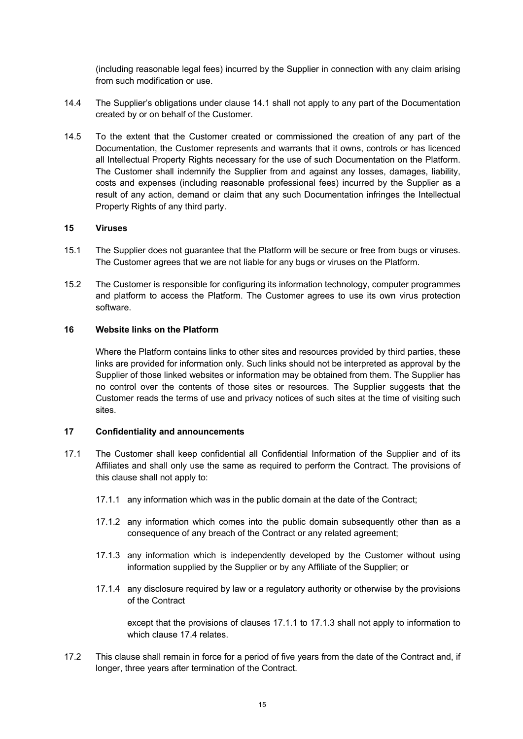(including reasonable legal fees) incurred by the Supplier in connection with any claim arising from such modification or use.

14.4 The Supplier's obligations under clause 14.1 shall not apply to any part of the Documentation created by or on behalf of the Customer.

14.5 To the extent that the Customer created or commissioned the creation of any part of the Documentation, the Customer represents and warrants that it owns, controls or has licenced all Intellectual Property Rights necessary for the use of such Documentation on the Platform. The Customer shall indemnify the Supplier from and against any losses, damages, liability, costs and expenses (including reasonable professional fees) incurred by the Supplier as a result of any action, demand or claim that any such Documentation infringes the Intellectual Property Rights of any third party.

## 15 Viruses

15.1 The Supplier does not guarantee that the Platform will be secure or free from bugs or viruses. The Customer agrees that we are not liable for any bugs or viruses on the Platform.

15.2 The Customer is responsible for configuring its information technology, computer programmes and platform to access the Platform. The Customer agrees to use its own virus protection software.

## 16 Website links on the Platform

Where the Platform contains links to other sites and resources provided by third parties, these links are provided for information only. Such links should not be interpreted as approval by the Supplier of those linked websites or information may be obtained from them. The Supplier has no control over the contents of those sites or resources. The Supplier suggests that the Customer reads the terms of use and privacy notices of such sites at the time of visiting such sites.

## 17 Confidentiality and announcements

17.1 The Customer shall keep confidential all Confidential Information of the Supplier and of its Affiliates and shall only use the same as required to perform the Contract. The provisions of this clause shall not apply to:

17.1.1 any information which was in the public domain at the date of the Contract;

17.1.2 any information which comes into the public domain subsequently other than as a consequence of any breach of the Contract or any related agreement;

17.1.3 any information which is independently developed by the Customer without using information supplied by the Supplier or by any Affiliate of the Supplier; or

17.1.4 any disclosure required by law or a regulatory authority or otherwise by the provisions of the Contract

except that the provisions of clauses 17.1.1 to 17.1.3 shall not apply to information to which clause 17.4 relates.

17.2 This clause shall remain in force for a period of five years from the date of the Contract and, if longer, three years after termination of the Contract.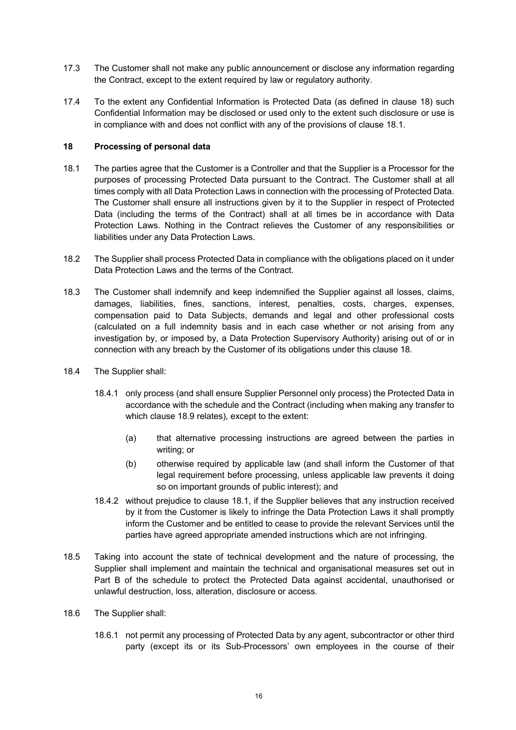17.3 The Customer shall not make any public announcement or disclose any information regarding the Contract, except to the extent required by law or regulatory authority.

17.4 To the extent any Confidential Information is Protected Data (as defined in clause 18) such Confidential Information may be disclosed or used only to the extent such disclosure or use is in compliance with and does not conflict with any of the provisions of clause 18.1.

**18 Processing of personal data**

18.1 The parties agree that the Customer is a Controller and that the Supplier is a Processor for the purposes of processing Protected Data pursuant to the Contract. The Customer shall at all times comply with all Data Protection Laws in connection with the processing of Protected Data. The Customer shall ensure all instructions given by it to the Supplier in respect of Protected Data (including the terms of the Contract) shall at all times be in accordance with Data Protection Laws. Nothing in the Contract relieves the Customer of any responsibilities or liabilities under any Data Protection Laws.

18.2 The Supplier shall process Protected Data in compliance with the obligations placed on it under Data Protection Laws and the terms of the Contract.

18.3 The Customer shall indemnify and keep indemnified the Supplier against all losses, claims, damages, liabilities, fines, sanctions, interest, penalties, costs, charges, expenses, compensation paid to Data Subjects, demands and legal and other professional costs (calculated on a full indemnity basis and in each case whether or not arising from any investigation by, or imposed by, a Data Protection Supervisory Authority) arising out of or in connection with any breach by the Customer of its obligations under this clause 18.

18.4 The Supplier shall:

18.4.1 only process (and shall ensure Supplier Personnel only process) the Protected Data in accordance with the schedule and the Contract (including when making any transfer to which clause 18.9 relates), except to the extent:

(a) that alternative processing instructions are agreed between the parties in writing; or

(b) otherwise required by applicable law (and shall inform the Customer of that legal requirement before processing, unless applicable law prevents it doing so on important grounds of public interest); and

18.4.2 without prejudice to clause 18.1, if the Supplier believes that any instruction received by it from the Customer is likely to infringe the Data Protection Laws it shall promptly inform the Customer and be entitled to cease to provide the relevant Services until the parties have agreed appropriate amended instructions which are not infringing.

18.5 Taking into account the state of technical development and the nature of processing, the Supplier shall implement and maintain the technical and organisational measures set out in Part B of the schedule to protect the Protected Data against accidental, unauthorised or unlawful destruction, loss, alteration, disclosure or access.

18.6 The Supplier shall:

18.6.1 not permit any processing of Protected Data by any agent, subcontractor or other third party (except its or its Sub-Processors' own employees in the course of their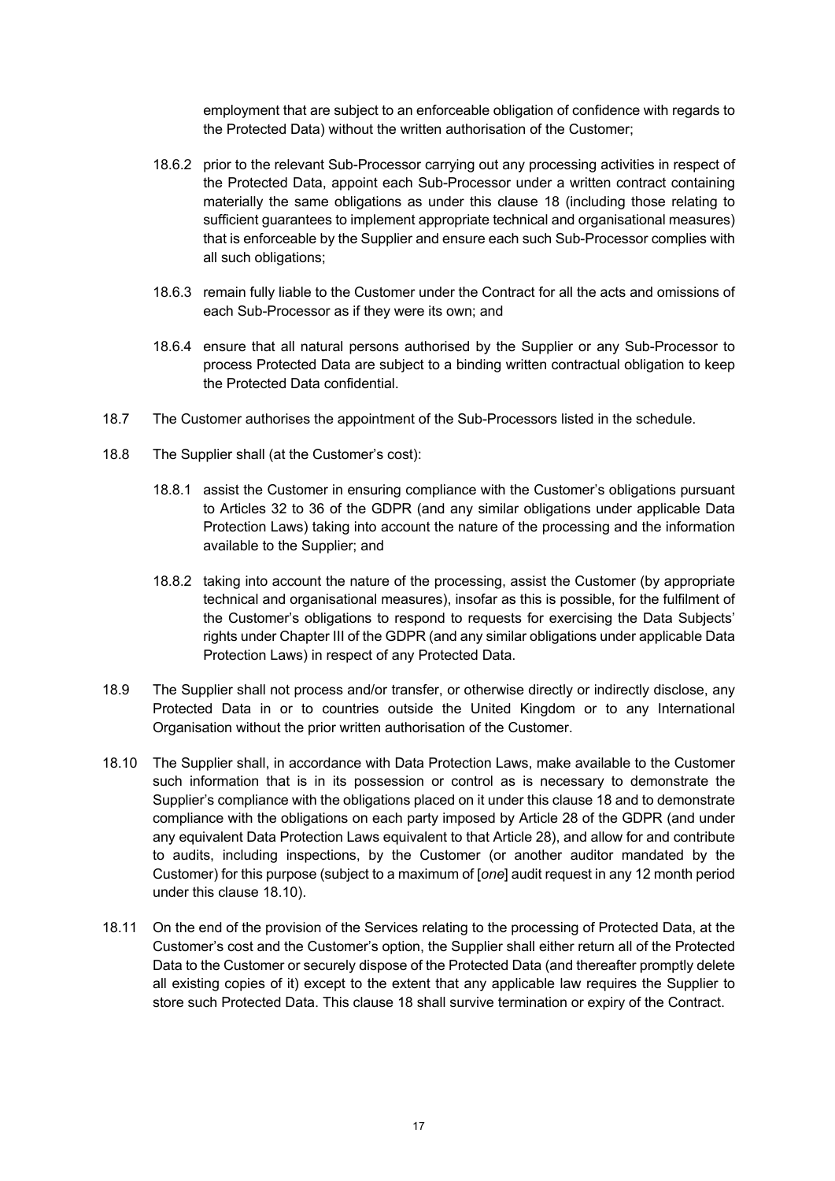employment that are subject to an enforceable obligation of confidence with regards to the Protected Data) without the written authorisation of the Customer;

18.6.2 prior to the relevant Sub-Processor carrying out any processing activities in respect of the Protected Data, appoint each Sub-Processor under a written contract containing materially the same obligations as under this clause 18 (including those relating to sufficient guarantees to implement appropriate technical and organisational measures) that is enforceable by the Supplier and ensure each such Sub-Processor complies with all such obligations;

18.6.3 remain fully liable to the Customer under the Contract for all the acts and omissions of each Sub-Processor as if they were its own; and

18.6.4 ensure that all natural persons authorised by the Supplier or any Sub-Processor to process Protected Data are subject to a binding written contractual obligation to keep the Protected Data confidential.

18.7 The Customer authorises the appointment of the Sub-Processors listed in the schedule.

18.8 The Supplier shall (at the Customer's cost):

18.8.1 assist the Customer in ensuring compliance with the Customer's obligations pursuant to Articles 32 to 36 of the GDPR (and any similar obligations under applicable Data Protection Laws) taking into account the nature of the processing and the information available to the Supplier; and

18.8.2 taking into account the nature of the processing, assist the Customer (by appropriate technical and organisational measures), insofar as this is possible, for the fulfilment of the Customer's obligations to respond to requests for exercising the Data Subjects' rights under Chapter III of the GDPR (and any similar obligations under applicable Data Protection Laws) in respect of any Protected Data.

18.9 The Supplier shall not process and/or transfer, or otherwise directly or indirectly disclose, any Protected Data in or to countries outside the United Kingdom or to any International Organisation without the prior written authorisation of the Customer.

18.10 The Supplier shall, in accordance with Data Protection Laws, make available to the Customer such information that is in its possession or control as is necessary to demonstrate the Supplier's compliance with the obligations placed on it under this clause 18 and to demonstrate compliance with the obligations on each party imposed by Article 28 of the GDPR (and under any equivalent Data Protection Laws equivalent to that Article 28), and allow for and contribute to audits, including inspections, by the Customer (or another auditor mandated by the Customer) for this purpose (subject to a maximum of [*one*] audit request in any 12 month period under this clause 18.10).

18.11 On the end of the provision of the Services relating to the processing of Protected Data, at the Customer's cost and the Customer's option, the Supplier shall either return all of the Protected Data to the Customer or securely dispose of the Protected Data (and thereafter promptly delete all existing copies of it) except to the extent that any applicable law requires the Supplier to store such Protected Data. This clause 18 shall survive termination or expiry of the Contract.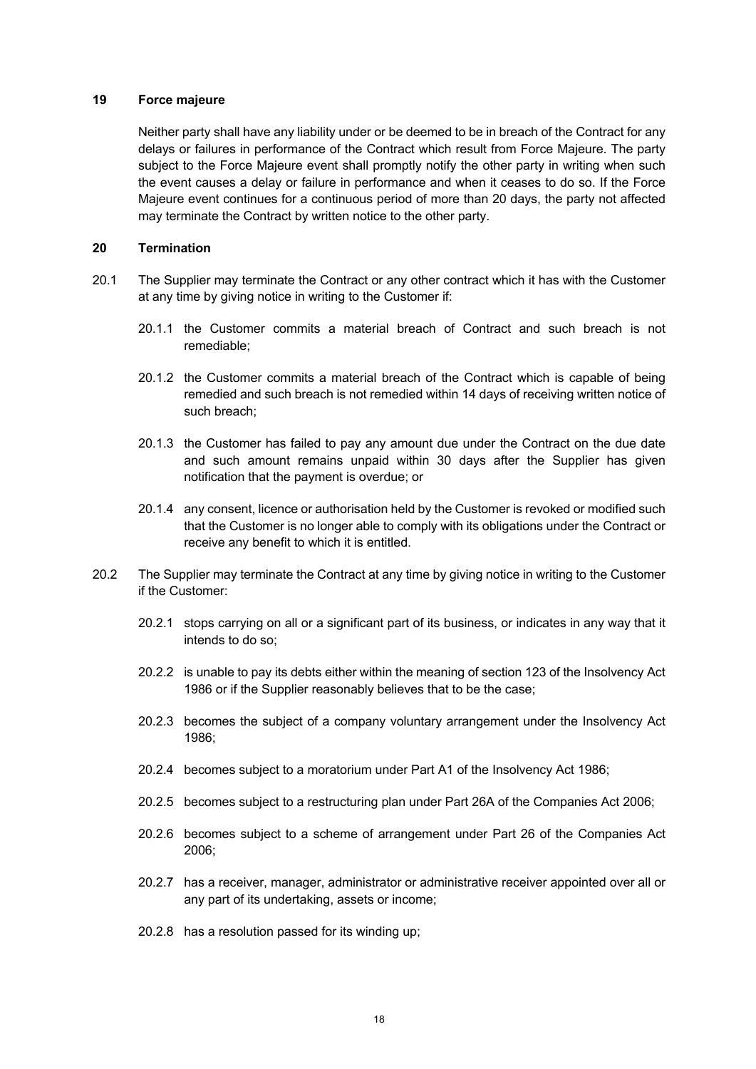## 19 Force majeure

Neither party shall have any liability under or be deemed to be in breach of the Contract for any delays or failures in performance of the Contract which result from Force Majeure. The party subject to the Force Majeure event shall promptly notify the other party in writing when such the event causes a delay or failure in performance and when it ceases to do so. If the Force Majeure event continues for a continuous period of more than 20 days, the party not affected may terminate the Contract by written notice to the other party.

## 20 Termination

20.1 The Supplier may terminate the Contract or any other contract which it has with the Customer at any time by giving notice in writing to the Customer if:

20.1.1 the Customer commits a material breach of Contract and such breach is not remediable;

20.1.2 the Customer commits a material breach of the Contract which is capable of being remedied and such breach is not remedied within 14 days of receiving written notice of such breach;

20.1.3 the Customer has failed to pay any amount due under the Contract on the due date and such amount remains unpaid within 30 days after the Supplier has given notification that the payment is overdue; or

20.1.4 any consent, licence or authorisation held by the Customer is revoked or modified such that the Customer is no longer able to comply with its obligations under the Contract or receive any benefit to which it is entitled.

20.2 The Supplier may terminate the Contract at any time by giving notice in writing to the Customer if the Customer:

20.2.1 stops carrying on all or a significant part of its business, or indicates in any way that it intends to do so;

20.2.2 is unable to pay its debts either within the meaning of section 123 of the Insolvency Act 1986 or if the Supplier reasonably believes that to be the case;

20.2.3 becomes the subject of a company voluntary arrangement under the Insolvency Act 1986;

20.2.4 becomes subject to a moratorium under Part A1 of the Insolvency Act 1986;

20.2.5 becomes subject to a restructuring plan under Part 26A of the Companies Act 2006;

20.2.6 becomes subject to a scheme of arrangement under Part 26 of the Companies Act 2006;

20.2.7 has a receiver, manager, administrator or administrative receiver appointed over all or any part of its undertaking, assets or income;

20.2.8 has a resolution passed for its winding up;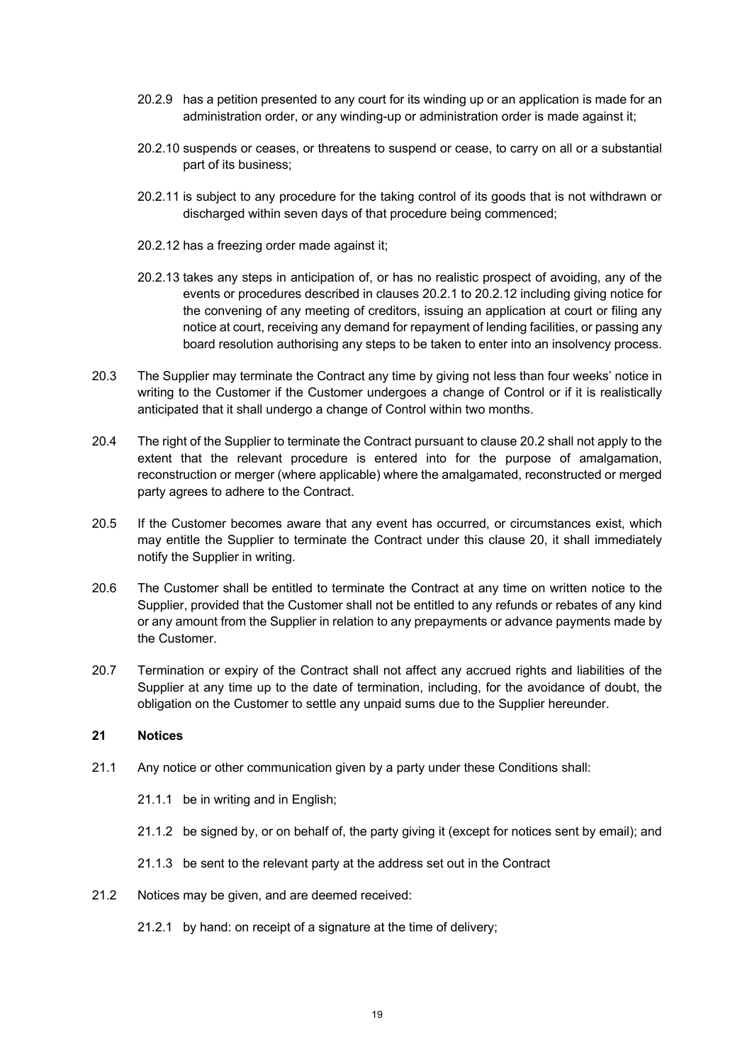20.2.9 has a petition presented to any court for its winding up or an application is made for an administration order, or any winding-up or administration order is made against it;

20.2.10 suspends or ceases, or threatens to suspend or cease, to carry on all or a substantial part of its business;

20.2.11 is subject to any procedure for the taking control of its goods that is not withdrawn or discharged within seven days of that procedure being commenced;

20.2.12 has a freezing order made against it;

20.2.13 takes any steps in anticipation of, or has no realistic prospect of avoiding, any of the events or procedures described in clauses 20.2.1 to 20.2.12 including giving notice for the convening of any meeting of creditors, issuing an application at court or filing any notice at court, receiving any demand for repayment of lending facilities, or passing any board resolution authorising any steps to be taken to enter into an insolvency process.

20.3 The Supplier may terminate the Contract any time by giving not less than four weeks' notice in writing to the Customer if the Customer undergoes a change of Control or if it is realistically anticipated that it shall undergo a change of Control within two months.

20.4 The right of the Supplier to terminate the Contract pursuant to clause 20.2 shall not apply to the extent that the relevant procedure is entered into for the purpose of amalgamation, reconstruction or merger (where applicable) where the amalgamated, reconstructed or merged party agrees to adhere to the Contract.

20.5 If the Customer becomes aware that any event has occurred, or circumstances exist, which may entitle the Supplier to terminate the Contract under this clause 20, it shall immediately notify the Supplier in writing.

20.6 The Customer shall be entitled to terminate the Contract at any time on written notice to the Supplier, provided that the Customer shall not be entitled to any refunds or rebates of any kind or any amount from the Supplier in relation to any prepayments or advance payments made by the Customer.

20.7 Termination or expiry of the Contract shall not affect any accrued rights and liabilities of the Supplier at any time up to the date of termination, including, for the avoidance of doubt, the obligation on the Customer to settle any unpaid sums due to the Supplier hereunder.

## 21 Notices

21.1 Any notice or other communication given by a party under these Conditions shall:

21.1.1 be in writing and in English;

21.1.2 be signed by, or on behalf of, the party giving it (except for notices sent by email); and

21.1.3 be sent to the relevant party at the address set out in the Contract

21.2 Notices may be given, and are deemed received:

21.2.1 by hand: on receipt of a signature at the time of delivery;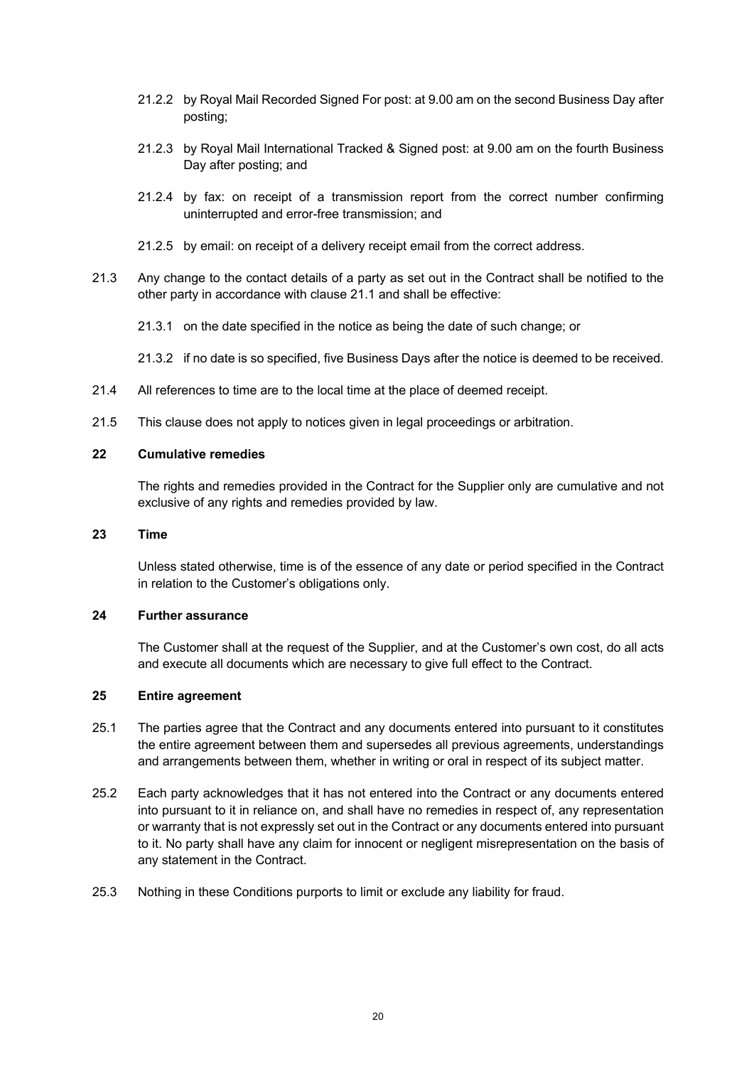21.2.2 by Royal Mail Recorded Signed For post: at 9.00 am on the second Business Day after posting;

21.2.3 by Royal Mail International Tracked & Signed post: at 9.00 am on the fourth Business Day after posting; and

21.2.4 by fax: on receipt of a transmission report from the correct number confirming uninterrupted and error-free transmission; and

21.2.5 by email: on receipt of a delivery receipt email from the correct address.

21.3 Any change to the contact details of a party as set out in the Contract shall be notified to the other party in accordance with clause 21.1 and shall be effective:

21.3.1 on the date specified in the notice as being the date of such change; or

21.3.2 if no date is so specified, five Business Days after the notice is deemed to be received.

21.4 All references to time are to the local time at the place of deemed receipt.

21.5 This clause does not apply to notices given in legal proceedings or arbitration.

## 22 Cumulative remedies

The rights and remedies provided in the Contract for the Supplier only are cumulative and not exclusive of any rights and remedies provided by law.

## 23 Time

Unless stated otherwise, time is of the essence of any date or period specified in the Contract in relation to the Customer's obligations only.

## 24 Further assurance

The Customer shall at the request of the Supplier, and at the Customer's own cost, do all acts and execute all documents which are necessary to give full effect to the Contract.

## 25 Entire agreement

25.1 The parties agree that the Contract and any documents entered into pursuant to it constitutes the entire agreement between them and supersedes all previous agreements, understandings and arrangements between them, whether in writing or oral in respect of its subject matter.

25.2 Each party acknowledges that it has not entered into the Contract or any documents entered into pursuant to it in reliance on, and shall have no remedies in respect of, any representation or warranty that is not expressly set out in the Contract or any documents entered into pursuant to it. No party shall have any claim for innocent or negligent misrepresentation on the basis of any statement in the Contract.

25.3 Nothing in these Conditions purports to limit or exclude any liability for fraud.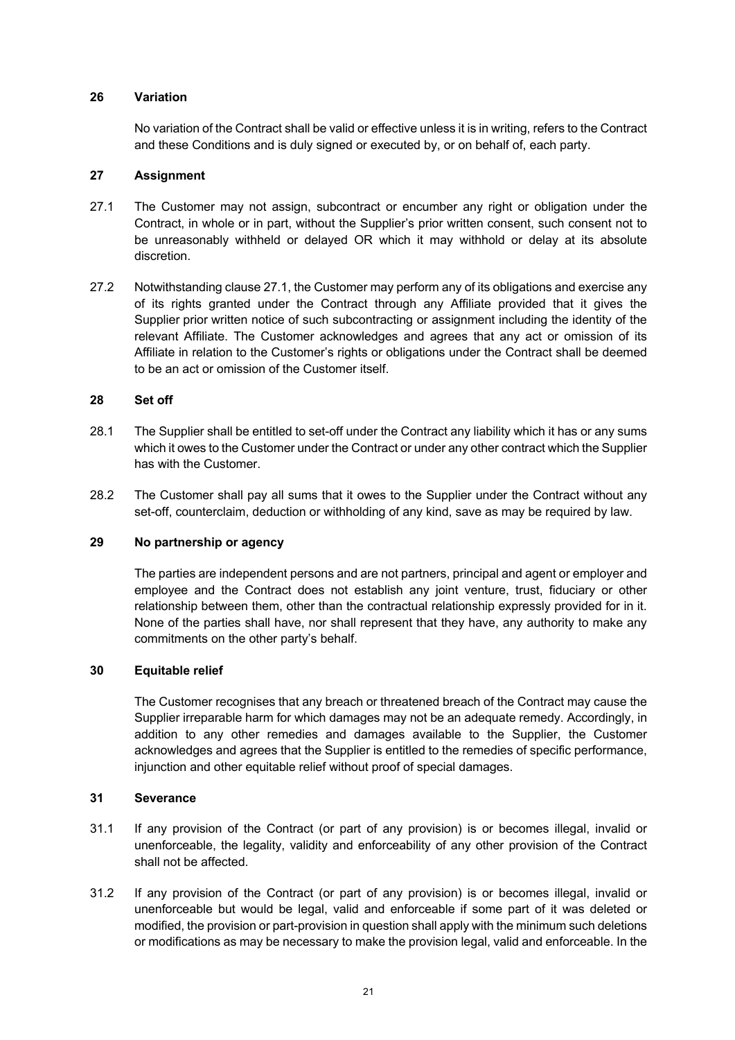## 26 Variation

No variation of the Contract shall be valid or effective unless it is in writing, refers to the Contract and these Conditions and is duly signed or executed by, or on behalf of, each party.

## 27 Assignment

27.1 The Customer may not assign, subcontract or encumber any right or obligation under the Contract, in whole or in part, without the Supplier's prior written consent, such consent not to be unreasonably withheld or delayed OR which it may withhold or delay at its absolute discretion.

27.2 Notwithstanding clause 27.1, the Customer may perform any of its obligations and exercise any of its rights granted under the Contract through any Affiliate provided that it gives the Supplier prior written notice of such subcontracting or assignment including the identity of the relevant Affiliate. The Customer acknowledges and agrees that any act or omission of its Affiliate in relation to the Customer's rights or obligations under the Contract shall be deemed to be an act or omission of the Customer itself.

## 28 Set off

28.1 The Supplier shall be entitled to set-off under the Contract any liability which it has or any sums which it owes to the Customer under the Contract or under any other contract which the Supplier has with the Customer.

28.2 The Customer shall pay all sums that it owes to the Supplier under the Contract without any set-off, counterclaim, deduction or withholding of any kind, save as may be required by law.

## 29 No partnership or agency

The parties are independent persons and are not partners, principal and agent or employer and employee and the Contract does not establish any joint venture, trust, fiduciary or other relationship between them, other than the contractual relationship expressly provided for in it. None of the parties shall have, nor shall represent that they have, any authority to make any commitments on the other party's behalf.

## 30 Equitable relief

The Customer recognises that any breach or threatened breach of the Contract may cause the Supplier irreparable harm for which damages may not be an adequate remedy. Accordingly, in addition to any other remedies and damages available to the Supplier, the Customer acknowledges and agrees that the Supplier is entitled to the remedies of specific performance, injunction and other equitable relief without proof of special damages.

## 31 Severance

31.1 If any provision of the Contract (or part of any provision) is or becomes illegal, invalid or unenforceable, the legality, validity and enforceability of any other provision of the Contract shall not be affected.

31.2 If any provision of the Contract (or part of any provision) is or becomes illegal, invalid or unenforceable but would be legal, valid and enforceable if some part of it was deleted or modified, the provision or part-provision in question shall apply with the minimum such deletions or modifications as may be necessary to make the provision legal, valid and enforceable. In the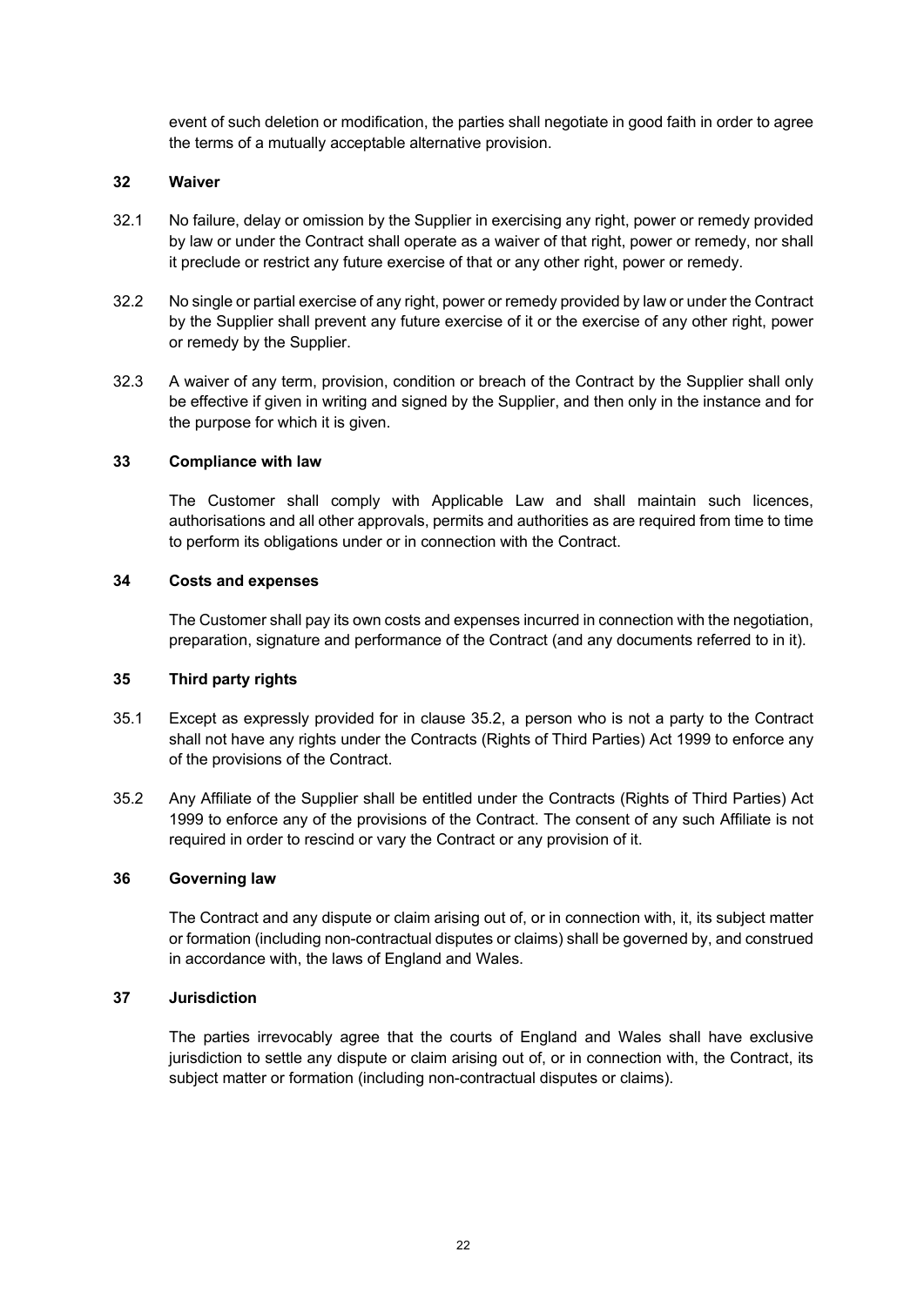event of such deletion or modification, the parties shall negotiate in good faith in order to agree the terms of a mutually acceptable alternative provision.

## 32 Waiver

32.1 No failure, delay or omission by the Supplier in exercising any right, power or remedy provided by law or under the Contract shall operate as a waiver of that right, power or remedy, nor shall it preclude or restrict any future exercise of that or any other right, power or remedy.

32.2 No single or partial exercise of any right, power or remedy provided by law or under the Contract by the Supplier shall prevent any future exercise of it or the exercise of any other right, power or remedy by the Supplier.

32.3 A waiver of any term, provision, condition or breach of the Contract by the Supplier shall only be effective if given in writing and signed by the Supplier, and then only in the instance and for the purpose for which it is given.

## 33 Compliance with law

The Customer shall comply with Applicable Law and shall maintain such licences, authorisations and all other approvals, permits and authorities as are required from time to time to perform its obligations under or in connection with the Contract.

## 34 Costs and expenses

The Customer shall pay its own costs and expenses incurred in connection with the negotiation, preparation, signature and performance of the Contract (and any documents referred to in it).

## 35 Third party rights

35.1 Except as expressly provided for in clause 35.2, a person who is not a party to the Contract shall not have any rights under the Contracts (Rights of Third Parties) Act 1999 to enforce any of the provisions of the Contract.

35.2 Any Affiliate of the Supplier shall be entitled under the Contracts (Rights of Third Parties) Act 1999 to enforce any of the provisions of the Contract. The consent of any such Affiliate is not required in order to rescind or vary the Contract or any provision of it.

## 36 Governing law

The Contract and any dispute or claim arising out of, or in connection with, it, its subject matter or formation (including non-contractual disputes or claims) shall be governed by, and construed in accordance with, the laws of England and Wales.

## 37 Jurisdiction

The parties irrevocably agree that the courts of England and Wales shall have exclusive jurisdiction to settle any dispute or claim arising out of, or in connection with, the Contract, its subject matter or formation (including non-contractual disputes or claims).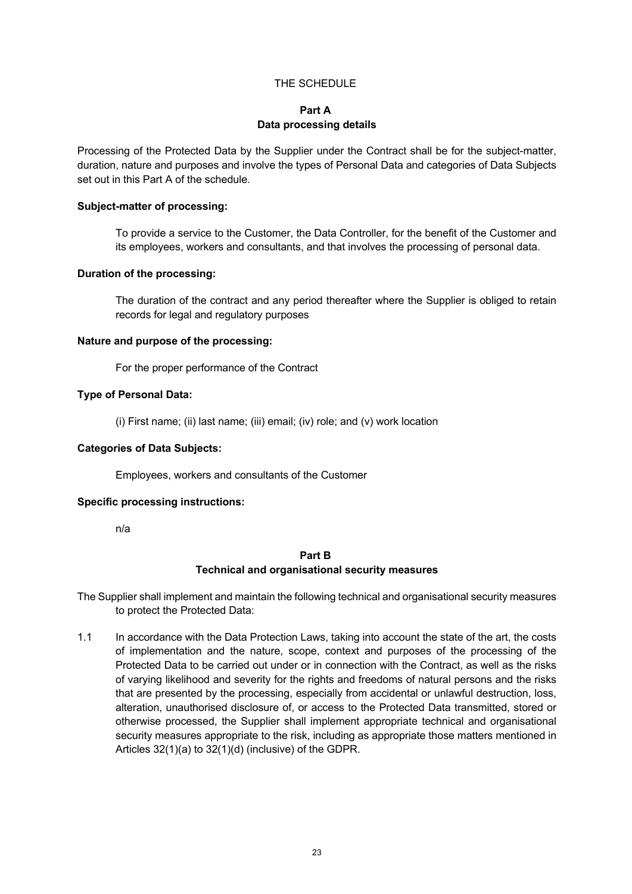# THE SCHEDULE

## Part A
## Data processing details

Processing of the Protected Data by the Supplier under the Contract shall be for the subject-matter, duration, nature and purposes and involve the types of Personal Data and categories of Data Subjects set out in this Part A of the schedule.

**Subject-matter of processing:**

To provide a service to the Customer, the Data Controller, for the benefit of the Customer and its employees, workers and consultants, and that involves the processing of personal data.

**Duration of the processing:**

The duration of the contract and any period thereafter where the Supplier is obliged to retain records for legal and regulatory purposes

**Nature and purpose of the processing:**

For the proper performance of the Contract

**Type of Personal Data:**

(i) First name; (ii) last name; (iii) email; (iv) role; and (v) work location

**Categories of Data Subjects:**

Employees, workers and consultants of the Customer

**Specific processing instructions:**

n/a

## Part B
## Technical and organisational security measures

The Supplier shall implement and maintain the following technical and organisational security measures to protect the Protected Data:

1.1 In accordance with the Data Protection Laws, taking into account the state of the art, the costs of implementation and the nature, scope, context and purposes of the processing of the Protected Data to be carried out under or in connection with the Contract, as well as the risks of varying likelihood and severity for the rights and freedoms of natural persons and the risks that are presented by the processing, especially from accidental or unlawful destruction, loss, alteration, unauthorised disclosure of, or access to the Protected Data transmitted, stored or otherwise processed, the Supplier shall implement appropriate technical and organisational security measures appropriate to the risk, including as appropriate those matters mentioned in Articles 32(1)(a) to 32(1)(d) (inclusive) of the GDPR.